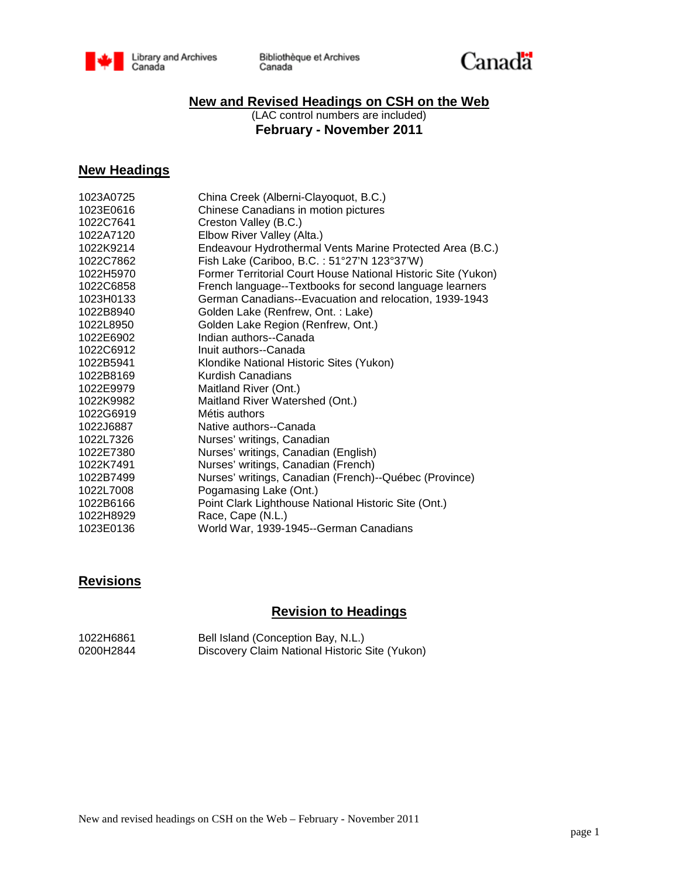Library and Archives Canada | Bibliothèque et Archives Canada | Canada

# New and Revised Headings on CSH on the Web

(LAC control numbers are included)

**February - November 2011**

## New Headings

| | |
|---|---|
| 1023A0725 | China Creek (Alberni-Clayoquot, B.C.) |
| 1023E0616 | Chinese Canadians in motion pictures |
| 1022C7641 | Creston Valley (B.C.) |
| 1022A7120 | Elbow River Valley (Alta.) |
| 1022K9214 | Endeavour Hydrothermal Vents Marine Protected Area (B.C.) |
| 1022C7862 | Fish Lake (Cariboo, B.C. : 51°27'N 123°37'W) |
| 1022H5970 | Former Territorial Court House National Historic Site (Yukon) |
| 1022C6858 | French language--Textbooks for second language learners |
| 1023H0133 | German Canadians--Evacuation and relocation, 1939-1943 |
| 1022B8940 | Golden Lake (Renfrew, Ont. : Lake) |
| 1022L8950 | Golden Lake Region (Renfrew, Ont.) |
| 1022E6902 | Indian authors--Canada |
| 1022C6912 | Inuit authors--Canada |
| 1022B5941 | Klondike National Historic Sites (Yukon) |
| 1022B8169 | Kurdish Canadians |
| 1022E9979 | Maitland River (Ont.) |
| 1022K9982 | Maitland River Watershed (Ont.) |
| 1022G6919 | Métis authors |
| 1022J6887 | Native authors--Canada |
| 1022L7326 | Nurses' writings, Canadian |
| 1022E7380 | Nurses' writings, Canadian (English) |
| 1022K7491 | Nurses' writings, Canadian (French) |
| 1022B7499 | Nurses' writings, Canadian (French)--Québec (Province) |
| 1022L7008 | Pogamasing Lake (Ont.) |
| 1022B6166 | Point Clark Lighthouse National Historic Site (Ont.) |
| 1022H8929 | Race, Cape (N.L.) |
| 1023E0136 | World War, 1939-1945--German Canadians |

## Revisions

### Revision to Headings

| | |
|---|---|
| 1022H6861 | Bell Island (Conception Bay, N.L.) |
| 0200H2844 | Discovery Claim National Historic Site (Yukon) |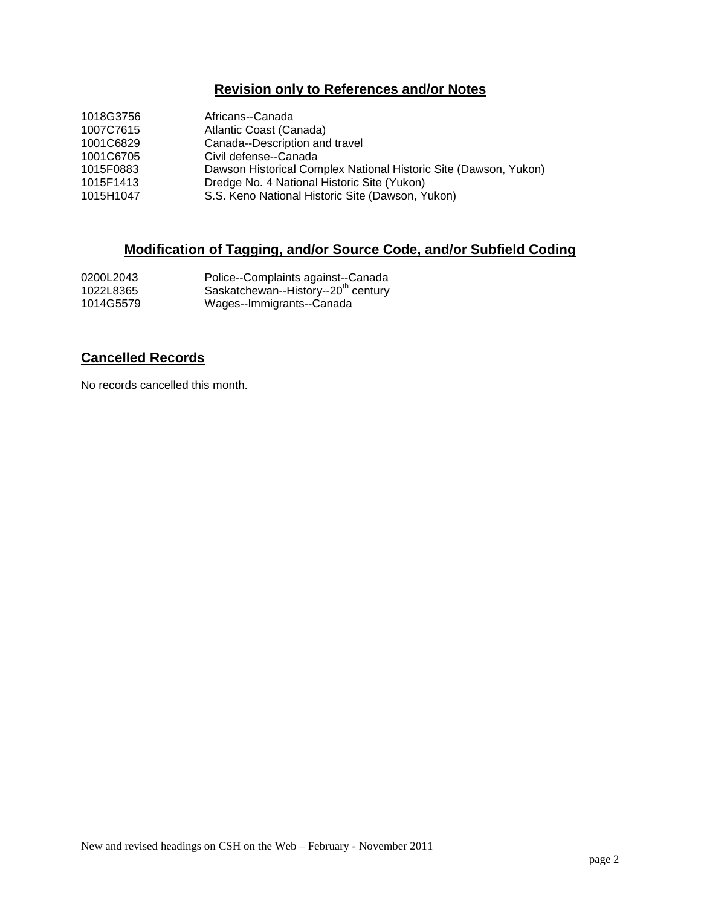## Revision only to References and/or Notes

| | |
|---|---|
| 1018G3756 | Africans--Canada |
| 1007C7615 | Atlantic Coast (Canada) |
| 1001C6829 | Canada--Description and travel |
| 1001C6705 | Civil defense--Canada |
| 1015F0883 | Dawson Historical Complex National Historic Site (Dawson, Yukon) |
| 1015F1413 | Dredge No. 4 National Historic Site (Yukon) |
| 1015H1047 | S.S. Keno National Historic Site (Dawson, Yukon) |

## Modification of Tagging, and/or Source Code, and/or Subfield Coding

| | |
|---|---|
| 0200L2043 | Police--Complaints against--Canada |
| 1022L8365 | Saskatchewan--History--20th century |
| 1014G5579 | Wages--Immigrants--Canada |

## Cancelled Records

No records cancelled this month.